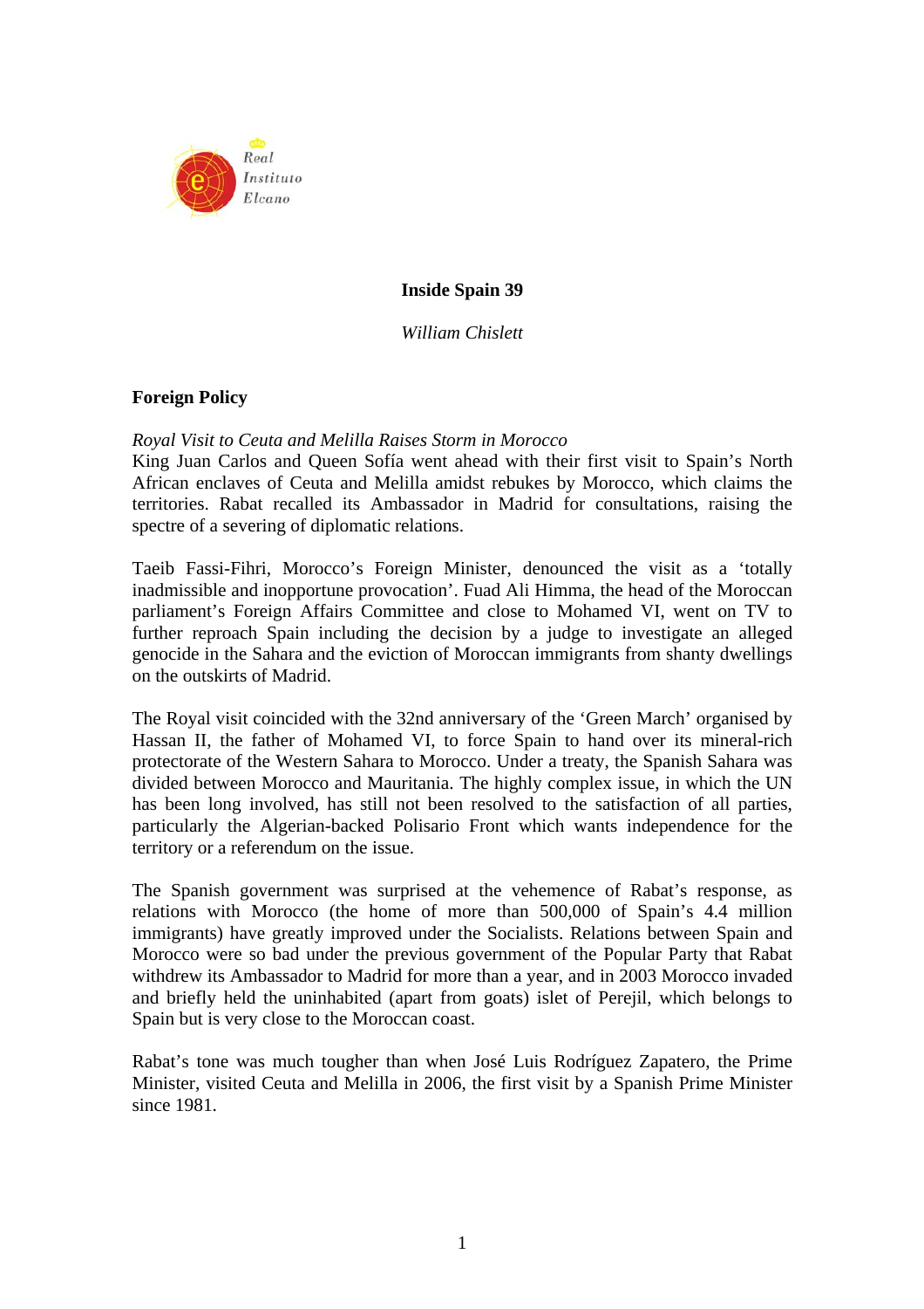Real Instituto Elcano

# Inside Spain 39

*William Chislett*

## Foreign Policy

*Royal Visit to Ceuta and Melilla Raises Storm in Morocco*

King Juan Carlos and Queen Sofía went ahead with their first visit to Spain's North African enclaves of Ceuta and Melilla amidst rebukes by Morocco, which claims the territories. Rabat recalled its Ambassador in Madrid for consultations, raising the spectre of a severing of diplomatic relations.

Taeib Fassi-Fihri, Morocco's Foreign Minister, denounced the visit as a 'totally inadmissible and inopportune provocation'. Fuad Ali Himma, the head of the Moroccan parliament's Foreign Affairs Committee and close to Mohamed VI, went on TV to further reproach Spain including the decision by a judge to investigate an alleged genocide in the Sahara and the eviction of Moroccan immigrants from shanty dwellings on the outskirts of Madrid.

The Royal visit coincided with the 32nd anniversary of the 'Green March' organised by Hassan II, the father of Mohamed VI, to force Spain to hand over its mineral-rich protectorate of the Western Sahara to Morocco. Under a treaty, the Spanish Sahara was divided between Morocco and Mauritania. The highly complex issue, in which the UN has been long involved, has still not been resolved to the satisfaction of all parties, particularly the Algerian-backed Polisario Front which wants independence for the territory or a referendum on the issue.

The Spanish government was surprised at the vehemence of Rabat's response, as relations with Morocco (the home of more than 500,000 of Spain's 4.4 million immigrants) have greatly improved under the Socialists. Relations between Spain and Morocco were so bad under the previous government of the Popular Party that Rabat withdrew its Ambassador to Madrid for more than a year, and in 2003 Morocco invaded and briefly held the uninhabited (apart from goats) islet of Perejil, which belongs to Spain but is very close to the Moroccan coast.

Rabat's tone was much tougher than when José Luis Rodríguez Zapatero, the Prime Minister, visited Ceuta and Melilla in 2006, the first visit by a Spanish Prime Minister since 1981.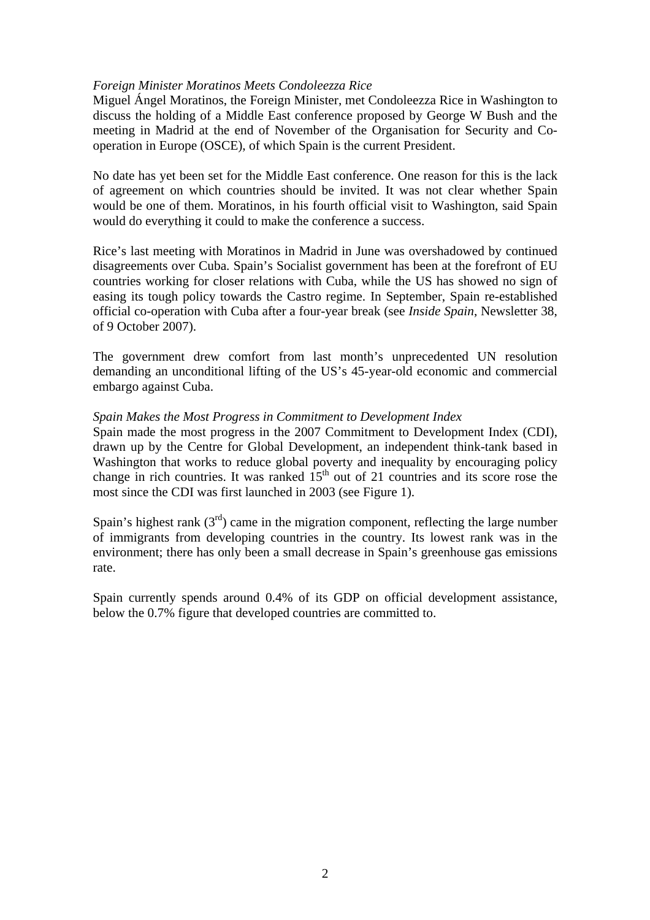*Foreign Minister Moratinos Meets Condoleezza Rice*
Miguel Ángel Moratinos, the Foreign Minister, met Condoleezza Rice in Washington to discuss the holding of a Middle East conference proposed by George W Bush and the meeting in Madrid at the end of November of the Organisation for Security and Co-operation in Europe (OSCE), of which Spain is the current President.

No date has yet been set for the Middle East conference. One reason for this is the lack of agreement on which countries should be invited. It was not clear whether Spain would be one of them. Moratinos, in his fourth official visit to Washington, said Spain would do everything it could to make the conference a success.

Rice's last meeting with Moratinos in Madrid in June was overshadowed by continued disagreements over Cuba. Spain's Socialist government has been at the forefront of EU countries working for closer relations with Cuba, while the US has showed no sign of easing its tough policy towards the Castro regime. In September, Spain re-established official co-operation with Cuba after a four-year break (see *Inside Spain*, Newsletter 38, of 9 October 2007).

The government drew comfort from last month's unprecedented UN resolution demanding an unconditional lifting of the US's 45-year-old economic and commercial embargo against Cuba.

*Spain Makes the Most Progress in Commitment to Development Index*
Spain made the most progress in the 2007 Commitment to Development Index (CDI), drawn up by the Centre for Global Development, an independent think-tank based in Washington that works to reduce global poverty and inequality by encouraging policy change in rich countries. It was ranked 15th out of 21 countries and its score rose the most since the CDI was first launched in 2003 (see Figure 1).

Spain's highest rank (3rd) came in the migration component, reflecting the large number of immigrants from developing countries in the country. Its lowest rank was in the environment; there has only been a small decrease in Spain's greenhouse gas emissions rate.

Spain currently spends around 0.4% of its GDP on official development assistance, below the 0.7% figure that developed countries are committed to.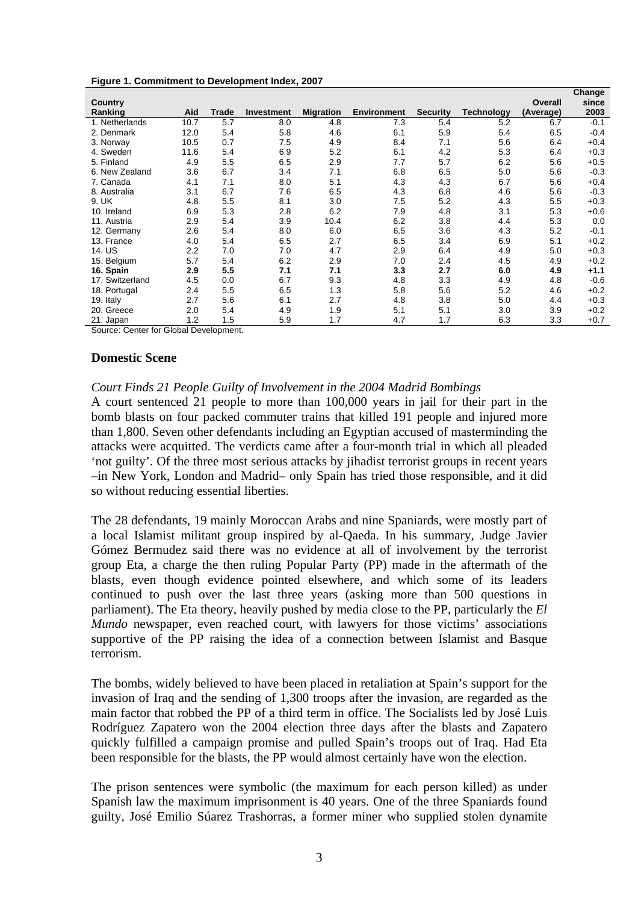**Figure 1. Commitment to Development Index, 2007**

| Country Ranking | Aid | Trade | Investment | Migration | Environment | Security | Technology | Overall (Average) | Change since 2003 |
|---|---|---|---|---|---|---|---|---|---|
| 1. Netherlands | 10.7 | 5.7 | 8.0 | 4.8 | 7.3 | 5.4 | 5.2 | 6.7 | -0.1 |
| 2. Denmark | 12.0 | 5.4 | 5.8 | 4.6 | 6.1 | 5.9 | 5.4 | 6.5 | -0.4 |
| 3. Norway | 10.5 | 0.7 | 7.5 | 4.9 | 8.4 | 7.1 | 5.6 | 6.4 | +0.4 |
| 4. Sweden | 11.6 | 5.4 | 6.9 | 5.2 | 6.1 | 4.2 | 5.3 | 6.4 | +0.3 |
| 5. Finland | 4.9 | 5.5 | 6.5 | 2.9 | 7.7 | 5.7 | 6.2 | 5.6 | +0.5 |
| 6. New Zealand | 3.6 | 6.7 | 3.4 | 7.1 | 6.8 | 6.5 | 5.0 | 5.6 | -0.3 |
| 7. Canada | 4.1 | 7.1 | 8.0 | 5.1 | 4.3 | 4.3 | 6.7 | 5.6 | +0.4 |
| 8. Australia | 3.1 | 6.7 | 7.6 | 6.5 | 4.3 | 6.8 | 4.6 | 5.6 | -0.3 |
| 9. UK | 4.8 | 5.5 | 8.1 | 3.0 | 7.5 | 5.2 | 4.3 | 5.5 | +0.3 |
| 10. Ireland | 6.9 | 5.3 | 2.8 | 6.2 | 7.9 | 4.8 | 3.1 | 5.3 | +0.6 |
| 11. Austria | 2.9 | 5.4 | 3.9 | 10.4 | 6.2 | 3.8 | 4.4 | 5.3 | 0.0 |
| 12. Germany | 2.6 | 5.4 | 8.0 | 6.0 | 6.5 | 3.6 | 4.3 | 5.2 | -0.1 |
| 13. France | 4.0 | 5.4 | 6.5 | 2.7 | 6.5 | 3.4 | 6.9 | 5.1 | +0.2 |
| 14. US | 2.2 | 7.0 | 7.0 | 4.7 | 2.9 | 6.4 | 4.9 | 5.0 | +0.3 |
| 15. Belgium | 5.7 | 5.4 | 6.2 | 2.9 | 7.0 | 2.4 | 4.5 | 4.9 | +0.2 |
| **16. Spain** | **2.9** | **5.5** | **7.1** | **7.1** | **3.3** | **2.7** | **6.0** | **4.9** | **+1.1** |
| 17. Switzerland | 4.5 | 0.0 | 6.7 | 9.3 | 4.8 | 3.3 | 4.9 | 4.8 | -0.6 |
| 18. Portugal | 2.4 | 5.5 | 6.5 | 1.3 | 5.8 | 5.6 | 5.2 | 4.6 | +0.2 |
| 19. Italy | 2.7 | 5.6 | 6.1 | 2.7 | 4.8 | 3.8 | 5.0 | 4.4 | +0.3 |
| 20. Greece | 2.0 | 5.4 | 4.9 | 1.9 | 5.1 | 5.1 | 3.0 | 3.9 | +0.2 |
| 21. Japan | 1.2 | 1.5 | 5.9 | 1.7 | 4.7 | 1.7 | 6.3 | 3.3 | +0.7 |

Source: Center for Global Development.

## Domestic Scene

*Court Finds 21 People Guilty of Involvement in the 2004 Madrid Bombings*

A court sentenced 21 people to more than 100,000 years in jail for their part in the bomb blasts on four packed commuter trains that killed 191 people and injured more than 1,800. Seven other defendants including an Egyptian accused of masterminding the attacks were acquitted. The verdicts came after a four-month trial in which all pleaded 'not guilty'. Of the three most serious attacks by jihadist terrorist groups in recent years –in New York, London and Madrid– only Spain has tried those responsible, and it did so without reducing essential liberties.

The 28 defendants, 19 mainly Moroccan Arabs and nine Spaniards, were mostly part of a local Islamist militant group inspired by al-Qaeda. In his summary, Judge Javier Gómez Bermudez said there was no evidence at all of involvement by the terrorist group Eta, a charge the then ruling Popular Party (PP) made in the aftermath of the blasts, even though evidence pointed elsewhere, and which some of its leaders continued to push over the last three years (asking more than 500 questions in parliament). The Eta theory, heavily pushed by media close to the PP, particularly the *El Mundo* newspaper, even reached court, with lawyers for those victims' associations supportive of the PP raising the idea of a connection between Islamist and Basque terrorism.

The bombs, widely believed to have been placed in retaliation at Spain's support for the invasion of Iraq and the sending of 1,300 troops after the invasion, are regarded as the main factor that robbed the PP of a third term in office. The Socialists led by José Luis Rodríguez Zapatero won the 2004 election three days after the blasts and Zapatero quickly fulfilled a campaign promise and pulled Spain's troops out of Iraq. Had Eta been responsible for the blasts, the PP would almost certainly have won the election.

The prison sentences were symbolic (the maximum for each person killed) as under Spanish law the maximum imprisonment is 40 years. One of the three Spaniards found guilty, José Emilio Súarez Trashorras, a former miner who supplied stolen dynamite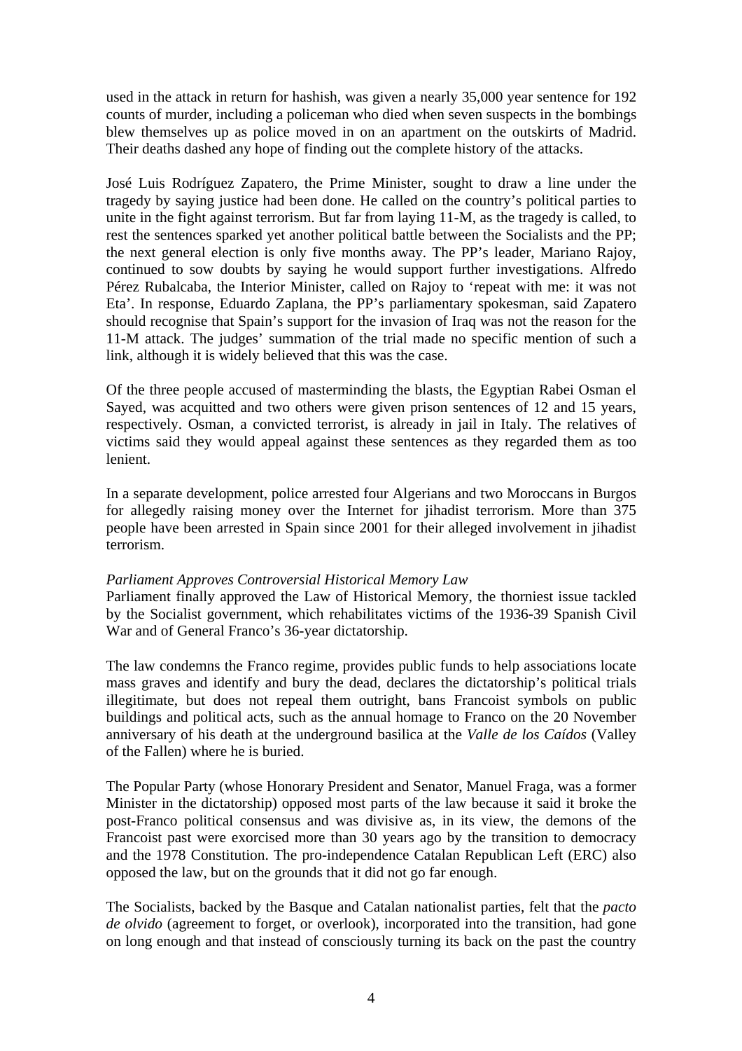used in the attack in return for hashish, was given a nearly 35,000 year sentence for 192 counts of murder, including a policeman who died when seven suspects in the bombings blew themselves up as police moved in on an apartment on the outskirts of Madrid. Their deaths dashed any hope of finding out the complete history of the attacks.

José Luis Rodríguez Zapatero, the Prime Minister, sought to draw a line under the tragedy by saying justice had been done. He called on the country's political parties to unite in the fight against terrorism. But far from laying 11-M, as the tragedy is called, to rest the sentences sparked yet another political battle between the Socialists and the PP; the next general election is only five months away. The PP's leader, Mariano Rajoy, continued to sow doubts by saying he would support further investigations. Alfredo Pérez Rubalcaba, the Interior Minister, called on Rajoy to 'repeat with me: it was not Eta'. In response, Eduardo Zaplana, the PP's parliamentary spokesman, said Zapatero should recognise that Spain's support for the invasion of Iraq was not the reason for the 11-M attack. The judges' summation of the trial made no specific mention of such a link, although it is widely believed that this was the case.

Of the three people accused of masterminding the blasts, the Egyptian Rabei Osman el Sayed, was acquitted and two others were given prison sentences of 12 and 15 years, respectively. Osman, a convicted terrorist, is already in jail in Italy. The relatives of victims said they would appeal against these sentences as they regarded them as too lenient.

In a separate development, police arrested four Algerians and two Moroccans in Burgos for allegedly raising money over the Internet for jihadist terrorism. More than 375 people have been arrested in Spain since 2001 for their alleged involvement in jihadist terrorism.

*Parliament Approves Controversial Historical Memory Law*

Parliament finally approved the Law of Historical Memory, the thorniest issue tackled by the Socialist government, which rehabilitates victims of the 1936-39 Spanish Civil War and of General Franco's 36-year dictatorship.

The law condemns the Franco regime, provides public funds to help associations locate mass graves and identify and bury the dead, declares the dictatorship's political trials illegitimate, but does not repeal them outright, bans Francoist symbols on public buildings and political acts, such as the annual homage to Franco on the 20 November anniversary of his death at the underground basilica at the *Valle de los Caídos* (Valley of the Fallen) where he is buried.

The Popular Party (whose Honorary President and Senator, Manuel Fraga, was a former Minister in the dictatorship) opposed most parts of the law because it said it broke the post-Franco political consensus and was divisive as, in its view, the demons of the Francoist past were exorcised more than 30 years ago by the transition to democracy and the 1978 Constitution. The pro-independence Catalan Republican Left (ERC) also opposed the law, but on the grounds that it did not go far enough.

The Socialists, backed by the Basque and Catalan nationalist parties, felt that the *pacto de olvido* (agreement to forget, or overlook), incorporated into the transition, had gone on long enough and that instead of consciously turning its back on the past the country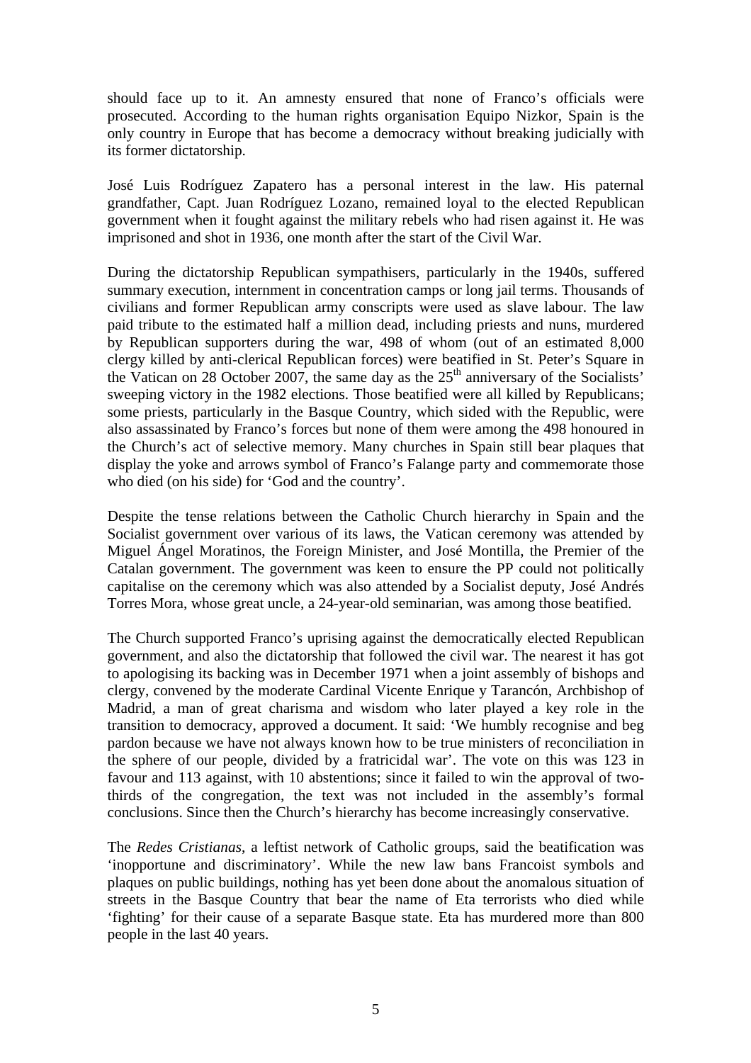should face up to it. An amnesty ensured that none of Franco's officials were prosecuted. According to the human rights organisation Equipo Nizkor, Spain is the only country in Europe that has become a democracy without breaking judicially with its former dictatorship.

José Luis Rodríguez Zapatero has a personal interest in the law. His paternal grandfather, Capt. Juan Rodríguez Lozano, remained loyal to the elected Republican government when it fought against the military rebels who had risen against it. He was imprisoned and shot in 1936, one month after the start of the Civil War.

During the dictatorship Republican sympathisers, particularly in the 1940s, suffered summary execution, internment in concentration camps or long jail terms. Thousands of civilians and former Republican army conscripts were used as slave labour. The law paid tribute to the estimated half a million dead, including priests and nuns, murdered by Republican supporters during the war, 498 of whom (out of an estimated 8,000 clergy killed by anti-clerical Republican forces) were beatified in St. Peter's Square in the Vatican on 28 October 2007, the same day as the 25th anniversary of the Socialists' sweeping victory in the 1982 elections. Those beatified were all killed by Republicans; some priests, particularly in the Basque Country, which sided with the Republic, were also assassinated by Franco's forces but none of them were among the 498 honoured in the Church's act of selective memory. Many churches in Spain still bear plaques that display the yoke and arrows symbol of Franco's Falange party and commemorate those who died (on his side) for 'God and the country'.

Despite the tense relations between the Catholic Church hierarchy in Spain and the Socialist government over various of its laws, the Vatican ceremony was attended by Miguel Ángel Moratinos, the Foreign Minister, and José Montilla, the Premier of the Catalan government. The government was keen to ensure the PP could not politically capitalise on the ceremony which was also attended by a Socialist deputy, José Andrés Torres Mora, whose great uncle, a 24-year-old seminarian, was among those beatified.

The Church supported Franco's uprising against the democratically elected Republican government, and also the dictatorship that followed the civil war. The nearest it has got to apologising its backing was in December 1971 when a joint assembly of bishops and clergy, convened by the moderate Cardinal Vicente Enrique y Tarancón, Archbishop of Madrid, a man of great charisma and wisdom who later played a key role in the transition to democracy, approved a document. It said: 'We humbly recognise and beg pardon because we have not always known how to be true ministers of reconciliation in the sphere of our people, divided by a fratricidal war'. The vote on this was 123 in favour and 113 against, with 10 abstentions; since it failed to win the approval of two-thirds of the congregation, the text was not included in the assembly's formal conclusions. Since then the Church's hierarchy has become increasingly conservative.

The *Redes Cristianas*, a leftist network of Catholic groups, said the beatification was 'inopportune and discriminatory'. While the new law bans Francoist symbols and plaques on public buildings, nothing has yet been done about the anomalous situation of streets in the Basque Country that bear the name of Eta terrorists who died while 'fighting' for their cause of a separate Basque state. Eta has murdered more than 800 people in the last 40 years.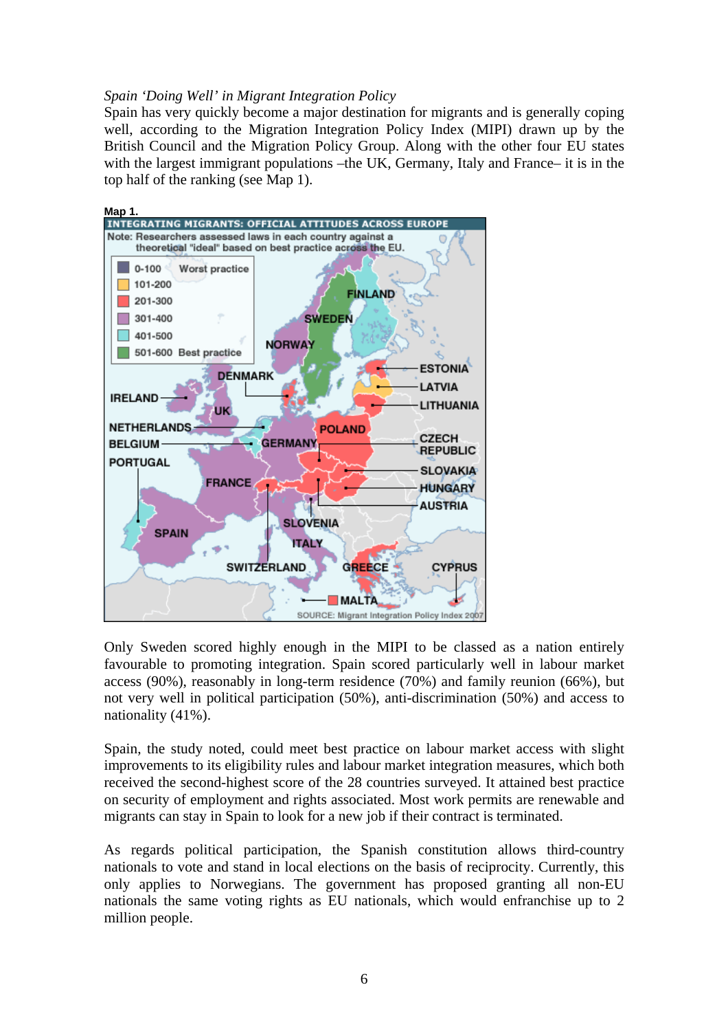*Spain 'Doing Well' in Migrant Integration Policy*

Spain has very quickly become a major destination for migrants and is generally coping well, according to the Migration Integration Policy Index (MIPI) drawn up by the British Council and the Migration Policy Group. Along with the other four EU states with the largest immigrant populations –the UK, Germany, Italy and France– it is in the top half of the ranking (see Map 1).

**Map 1.**

Only Sweden scored highly enough in the MIPI to be classed as a nation entirely favourable to promoting integration. Spain scored particularly well in labour market access (90%), reasonably in long-term residence (70%) and family reunion (66%), but not very well in political participation (50%), anti-discrimination (50%) and access to nationality (41%).

Spain, the study noted, could meet best practice on labour market access with slight improvements to its eligibility rules and labour market integration measures, which both received the second-highest score of the 28 countries surveyed. It attained best practice on security of employment and rights associated. Most work permits are renewable and migrants can stay in Spain to look for a new job if their contract is terminated.

As regards political participation, the Spanish constitution allows third-country nationals to vote and stand in local elections on the basis of reciprocity. Currently, this only applies to Norwegians. The government has proposed granting all non-EU nationals the same voting rights as EU nationals, which would enfranchise up to 2 million people.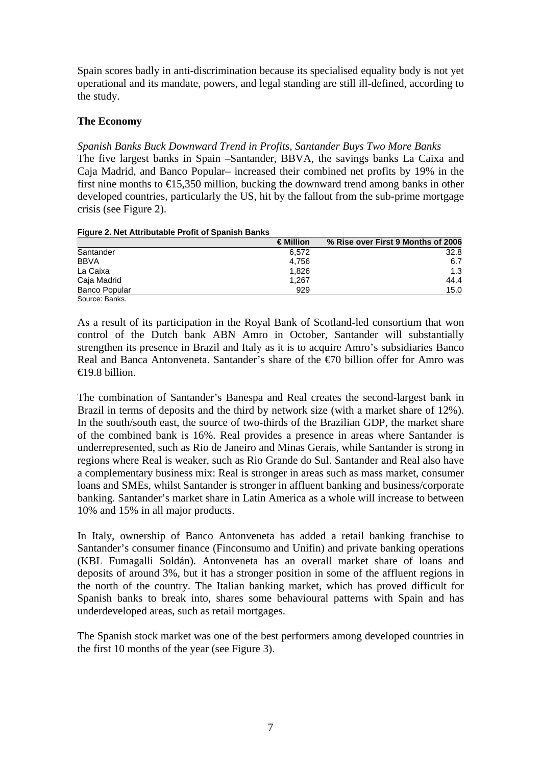Spain scores badly in anti-discrimination because its specialised equality body is not yet operational and its mandate, powers, and legal standing are still ill-defined, according to the study.

### The Economy

*Spanish Banks Buck Downward Trend in Profits, Santander Buys Two More Banks*

The five largest banks in Spain –Santander, BBVA, the savings banks La Caixa and Caja Madrid, and Banco Popular– increased their combined net profits by 19% in the first nine months to €15,350 million, bucking the downward trend among banks in other developed countries, particularly the US, hit by the fallout from the sub-prime mortgage crisis (see Figure 2).

**Figure 2. Net Attributable Profit of Spanish Banks**

| | € Million | % Rise over First 9 Months of 2006 |
|---|---|---|
| Santander | 6,572 | 32.8 |
| BBVA | 4,756 | 6.7 |
| La Caixa | 1,826 | 1.3 |
| Caja Madrid | 1,267 | 44.4 |
| Banco Popular | 929 | 15.0 |

Source: Banks.

As a result of its participation in the Royal Bank of Scotland-led consortium that won control of the Dutch bank ABN Amro in October, Santander will substantially strengthen its presence in Brazil and Italy as it is to acquire Amro's subsidiaries Banco Real and Banca Antonveneta. Santander's share of the €70 billion offer for Amro was €19.8 billion.

The combination of Santander's Banespa and Real creates the second-largest bank in Brazil in terms of deposits and the third by network size (with a market share of 12%). In the south/south east, the source of two-thirds of the Brazilian GDP, the market share of the combined bank is 16%. Real provides a presence in areas where Santander is underrepresented, such as Rio de Janeiro and Minas Gerais, while Santander is strong in regions where Real is weaker, such as Rio Grande do Sul. Santander and Real also have a complementary business mix: Real is stronger in areas such as mass market, consumer loans and SMEs, whilst Santander is stronger in affluent banking and business/corporate banking. Santander's market share in Latin America as a whole will increase to between 10% and 15% in all major products.

In Italy, ownership of Banco Antonveneta has added a retail banking franchise to Santander's consumer finance (Finconsumo and Unifin) and private banking operations (KBL Fumagalli Soldán). Antonveneta has an overall market share of loans and deposits of around 3%, but it has a stronger position in some of the affluent regions in the north of the country. The Italian banking market, which has proved difficult for Spanish banks to break into, shares some behavioural patterns with Spain and has underdeveloped areas, such as retail mortgages.

The Spanish stock market was one of the best performers among developed countries in the first 10 months of the year (see Figure 3).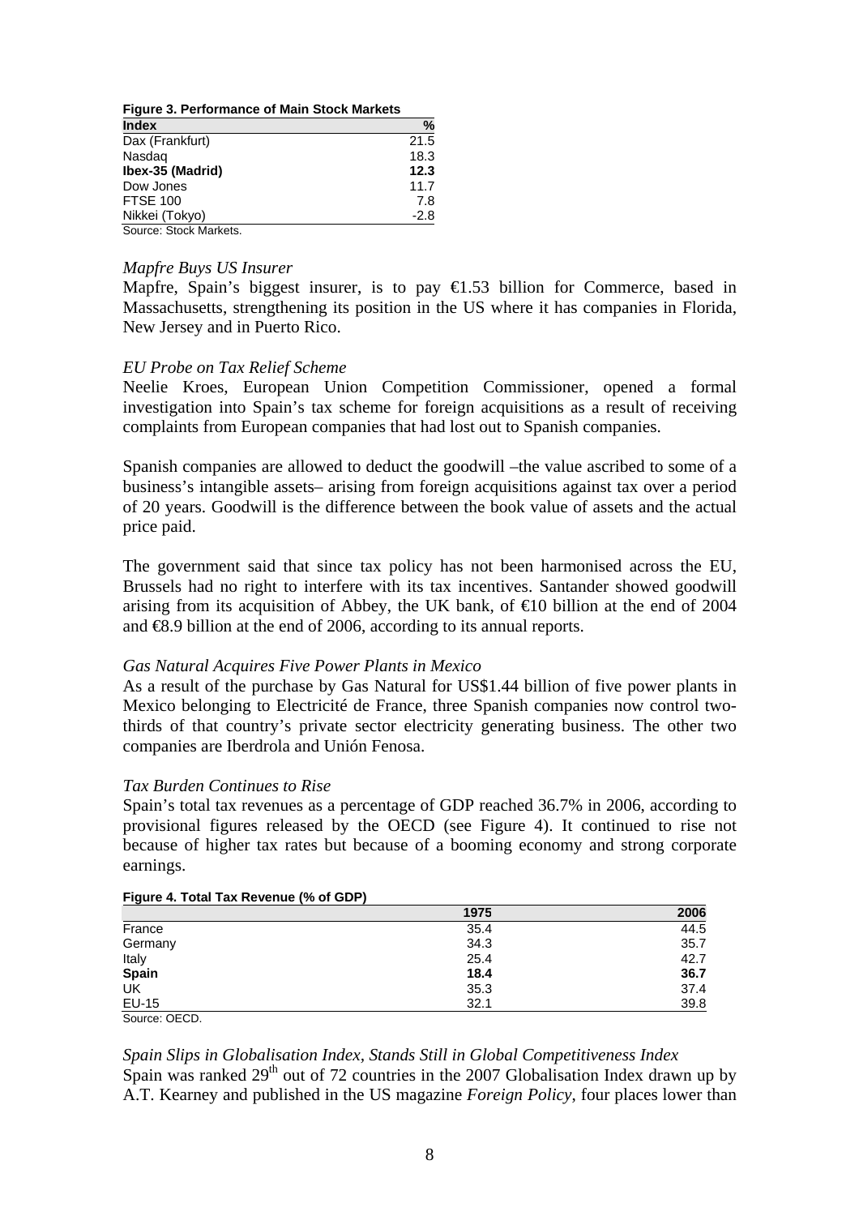**Figure 3. Performance of Main Stock Markets**

| Index | % |
|---|---|
| Dax (Frankfurt) | 21.5 |
| Nasdaq | 18.3 |
| **Ibex-35 (Madrid)** | **12.3** |
| Dow Jones | 11.7 |
| FTSE 100 | 7.8 |
| Nikkei (Tokyo) | -2.8 |

Source: Stock Markets.

*Mapfre Buys US Insurer*

Mapfre, Spain's biggest insurer, is to pay €1.53 billion for Commerce, based in Massachusetts, strengthening its position in the US where it has companies in Florida, New Jersey and in Puerto Rico.

*EU Probe on Tax Relief Scheme*

Neelie Kroes, European Union Competition Commissioner, opened a formal investigation into Spain's tax scheme for foreign acquisitions as a result of receiving complaints from European companies that had lost out to Spanish companies.

Spanish companies are allowed to deduct the goodwill –the value ascribed to some of a business's intangible assets– arising from foreign acquisitions against tax over a period of 20 years. Goodwill is the difference between the book value of assets and the actual price paid.

The government said that since tax policy has not been harmonised across the EU, Brussels had no right to interfere with its tax incentives. Santander showed goodwill arising from its acquisition of Abbey, the UK bank, of €10 billion at the end of 2004 and €8.9 billion at the end of 2006, according to its annual reports.

*Gas Natural Acquires Five Power Plants in Mexico*

As a result of the purchase by Gas Natural for US$1.44 billion of five power plants in Mexico belonging to Electricité de France, three Spanish companies now control two-thirds of that country's private sector electricity generating business. The other two companies are Iberdrola and Unión Fenosa.

*Tax Burden Continues to Rise*

Spain's total tax revenues as a percentage of GDP reached 36.7% in 2006, according to provisional figures released by the OECD (see Figure 4). It continued to rise not because of higher tax rates but because of a booming economy and strong corporate earnings.

**Figure 4. Total Tax Revenue (% of GDP)**

| | 1975 | 2006 |
|---|---|---|
| France | 35.4 | 44.5 |
| Germany | 34.3 | 35.7 |
| Italy | 25.4 | 42.7 |
| **Spain** | **18.4** | **36.7** |
| UK | 35.3 | 37.4 |
| EU-15 | 32.1 | 39.8 |

Source: OECD.

*Spain Slips in Globalisation Index, Stands Still in Global Competitiveness Index*

Spain was ranked 29th out of 72 countries in the 2007 Globalisation Index drawn up by A.T. Kearney and published in the US magazine *Foreign Policy*, four places lower than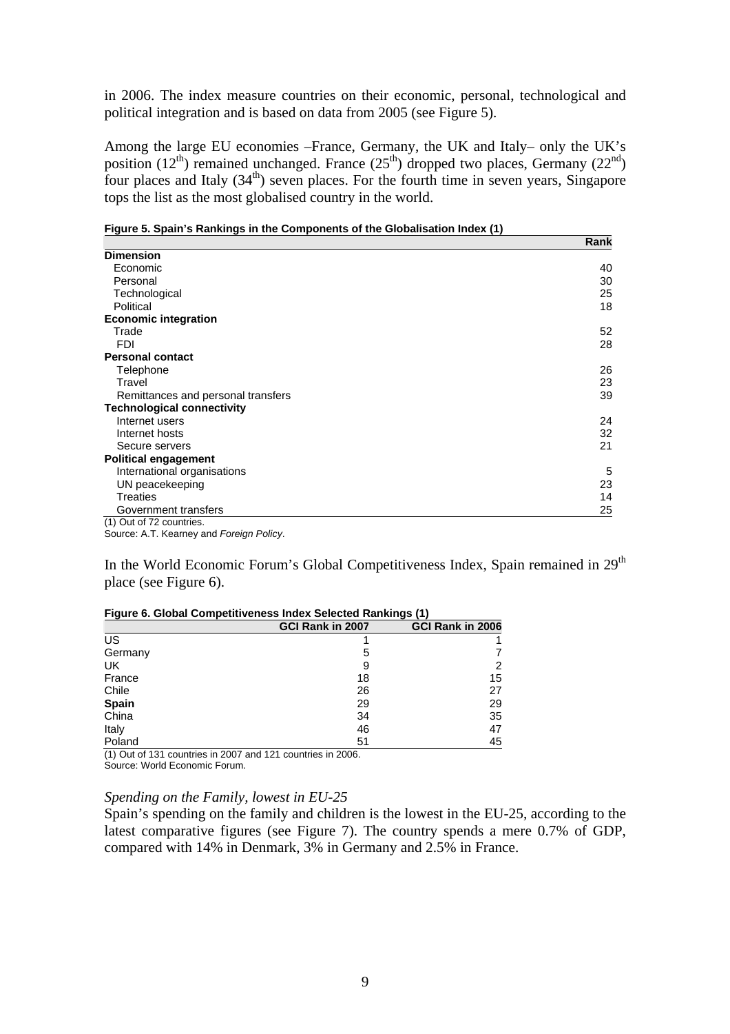in 2006. The index measure countries on their economic, personal, technological and political integration and is based on data from 2005 (see Figure 5).

Among the large EU economies –France, Germany, the UK and Italy– only the UK's position (12th) remained unchanged. France (25th) dropped two places, Germany (22nd) four places and Italy (34th) seven places. For the fourth time in seven years, Singapore tops the list as the most globalised country in the world.

**Figure 5. Spain's Rankings in the Components of the Globalisation Index (1)**

| | Rank |
|---|---|
| **Dimension** | |
| Economic | 40 |
| Personal | 30 |
| Technological | 25 |
| Political | 18 |
| **Economic integration** | |
| Trade | 52 |
| FDI | 28 |
| **Personal contact** | |
| Telephone | 26 |
| Travel | 23 |
| Remittances and personal transfers | 39 |
| **Technological connectivity** | |
| Internet users | 24 |
| Internet hosts | 32 |
| Secure servers | 21 |
| **Political engagement** | |
| International organisations | 5 |
| UN peacekeeping | 23 |
| Treaties | 14 |
| Government transfers | 25 |

(1) Out of 72 countries.
Source: A.T. Kearney and *Foreign Policy*.

In the World Economic Forum's Global Competitiveness Index, Spain remained in 29th place (see Figure 6).

**Figure 6. Global Competitiveness Index Selected Rankings (1)**

| | GCI Rank in 2007 | GCI Rank in 2006 |
|---|---|---|
| US | 1 | 1 |
| Germany | 5 | 7 |
| UK | 9 | 2 |
| France | 18 | 15 |
| Chile | 26 | 27 |
| **Spain** | 29 | 29 |
| China | 34 | 35 |
| Italy | 46 | 47 |
| Poland | 51 | 45 |

(1) Out of 131 countries in 2007 and 121 countries in 2006.
Source: World Economic Forum.

*Spending on the Family, lowest in EU-25*

Spain's spending on the family and children is the lowest in the EU-25, according to the latest comparative figures (see Figure 7). The country spends a mere 0.7% of GDP, compared with 14% in Denmark, 3% in Germany and 2.5% in France.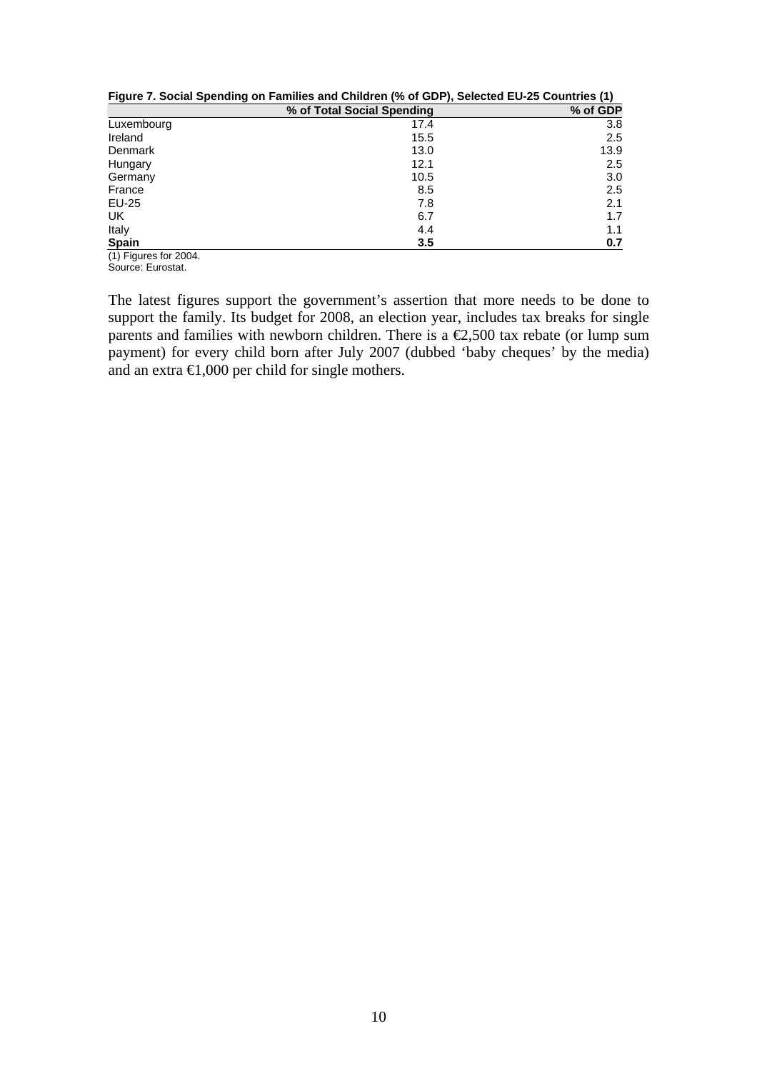**Figure 7. Social Spending on Families and Children (% of GDP), Selected EU-25 Countries (1)**

| | % of Total Social Spending | % of GDP |
|---|---|---|
| Luxembourg | 17.4 | 3.8 |
| Ireland | 15.5 | 2.5 |
| Denmark | 13.0 | 13.9 |
| Hungary | 12.1 | 2.5 |
| Germany | 10.5 | 3.0 |
| France | 8.5 | 2.5 |
| EU-25 | 7.8 | 2.1 |
| UK | 6.7 | 1.7 |
| Italy | 4.4 | 1.1 |
| **Spain** | **3.5** | **0.7** |

(1) Figures for 2004.
Source: Eurostat.

The latest figures support the government's assertion that more needs to be done to support the family. Its budget for 2008, an election year, includes tax breaks for single parents and families with newborn children. There is a €2,500 tax rebate (or lump sum payment) for every child born after July 2007 (dubbed 'baby cheques' by the media) and an extra €1,000 per child for single mothers.